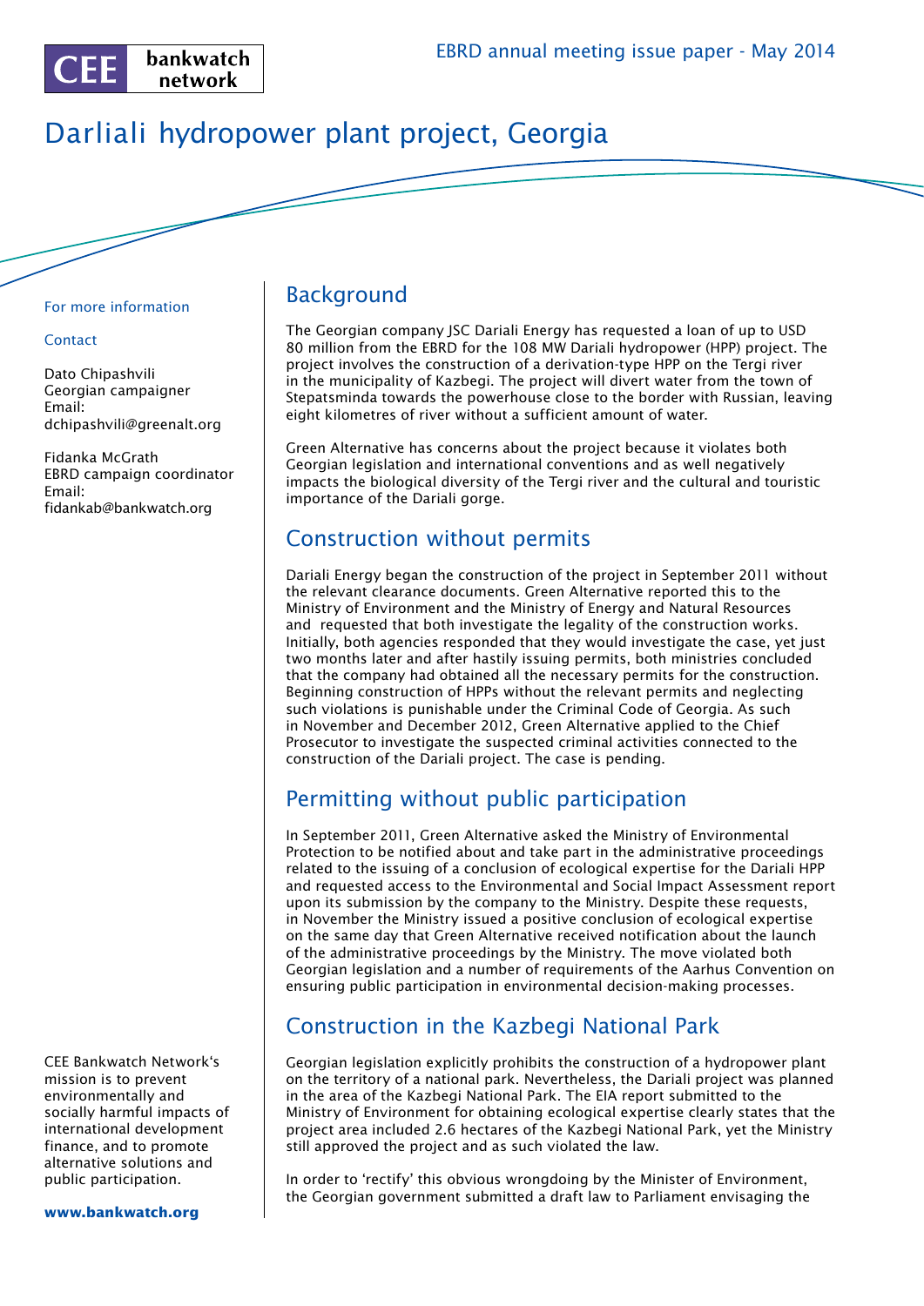CEE bankwatch network

EBRD annual meeting issue paper - May 2014

# Darliali hydropower plant project, Georgia

For more information

Contact

Dato Chipashvili
Georgian campaigner
Email:
dchipashvili@greenalt.org

Fidanka McGrath
EBRD campaign coordinator
Email:
fidankab@bankwatch.org

CEE Bankwatch Network's mission is to prevent environmentally and socially harmful impacts of international development finance, and to promote alternative solutions and public participation.

**www.bankwatch.org**

## Background

The Georgian company JSC Dariali Energy has requested a loan of up to USD 80 million from the EBRD for the 108 MW Dariali hydropower (HPP) project. The project involves the construction of a derivation-type HPP on the Tergi river in the municipality of Kazbegi. The project will divert water from the town of Stepatsminda towards the powerhouse close to the border with Russian, leaving eight kilometres of river without a sufficient amount of water.

Green Alternative has concerns about the project because it violates both Georgian legislation and international conventions and as well negatively impacts the biological diversity of the Tergi river and the cultural and touristic importance of the Dariali gorge.

## Construction without permits

Dariali Energy began the construction of the project in September 2011 without the relevant clearance documents. Green Alternative reported this to the Ministry of Environment and the Ministry of Energy and Natural Resources and requested that both investigate the legality of the construction works. Initially, both agencies responded that they would investigate the case, yet just two months later and after hastily issuing permits, both ministries concluded that the company had obtained all the necessary permits for the construction. Beginning construction of HPPs without the relevant permits and neglecting such violations is punishable under the Criminal Code of Georgia. As such in November and December 2012, Green Alternative applied to the Chief Prosecutor to investigate the suspected criminal activities connected to the construction of the Dariali project. The case is pending.

## Permitting without public participation

In September 2011, Green Alternative asked the Ministry of Environmental Protection to be notified about and take part in the administrative proceedings related to the issuing of a conclusion of ecological expertise for the Dariali HPP and requested access to the Environmental and Social Impact Assessment report upon its submission by the company to the Ministry. Despite these requests, in November the Ministry issued a positive conclusion of ecological expertise on the same day that Green Alternative received notification about the launch of the administrative proceedings by the Ministry. The move violated both Georgian legislation and a number of requirements of the Aarhus Convention on ensuring public participation in environmental decision-making processes.

## Construction in the Kazbegi National Park

Georgian legislation explicitly prohibits the construction of a hydropower plant on the territory of a national park. Nevertheless, the Dariali project was planned in the area of the Kazbegi National Park. The EIA report submitted to the Ministry of Environment for obtaining ecological expertise clearly states that the project area included 2.6 hectares of the Kazbegi National Park, yet the Ministry still approved the project and as such violated the law.

In order to 'rectify' this obvious wrongdoing by the Minister of Environment, the Georgian government submitted a draft law to Parliament envisaging the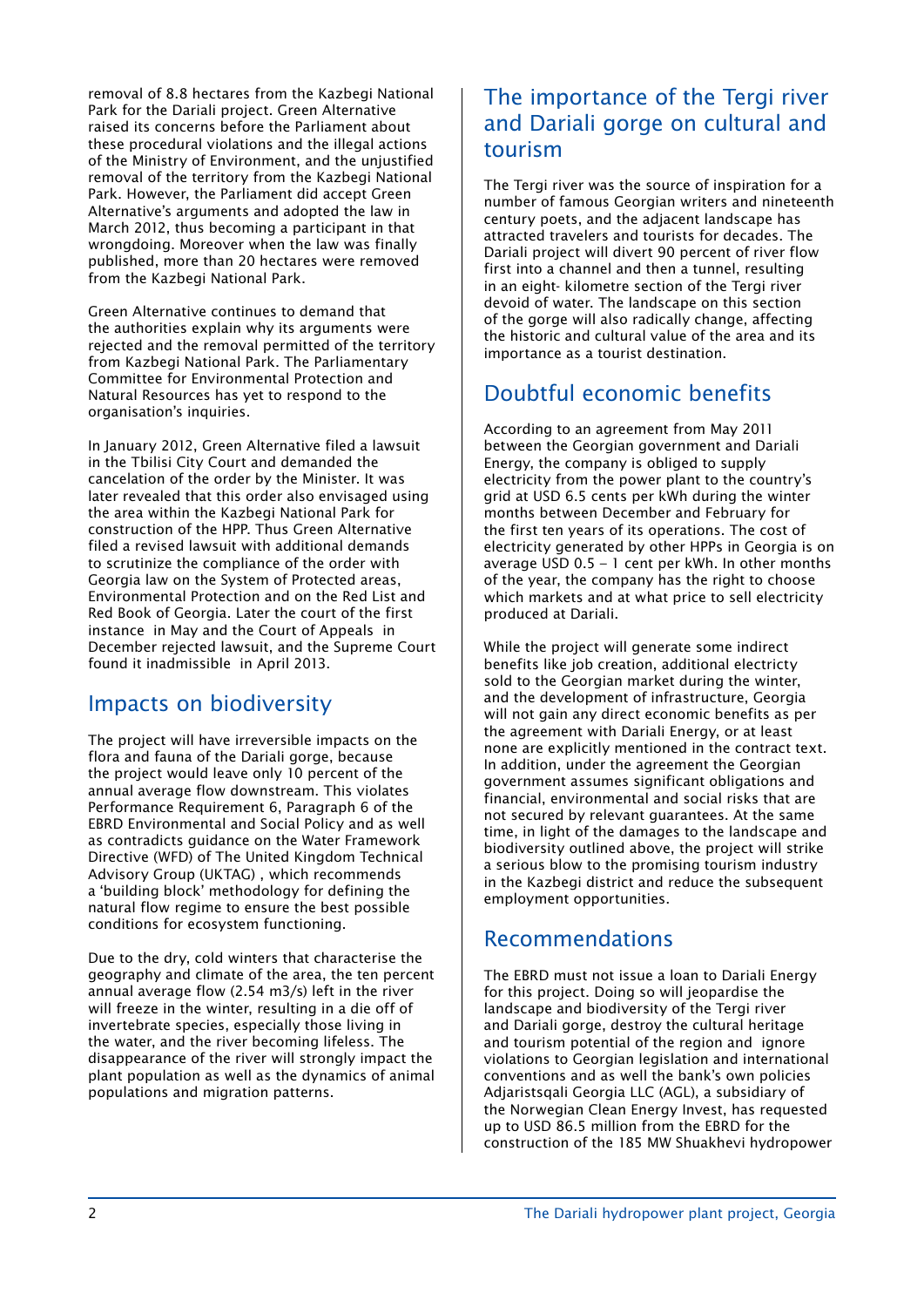removal of 8.8 hectares from the Kazbegi National Park for the Dariali project. Green Alternative raised its concerns before the Parliament about these procedural violations and the illegal actions of the Ministry of Environment, and the unjustified removal of the territory from the Kazbegi National Park. However, the Parliament did accept Green Alternative's arguments and adopted the law in March 2012, thus becoming a participant in that wrongdoing. Moreover when the law was finally published, more than 20 hectares were removed from the Kazbegi National Park.

Green Alternative continues to demand that the authorities explain why its arguments were rejected and the removal permitted of the territory from Kazbegi National Park. The Parliamentary Committee for Environmental Protection and Natural Resources has yet to respond to the organisation's inquiries.

In January 2012, Green Alternative filed a lawsuit in the Tbilisi City Court and demanded the cancelation of the order by the Minister. It was later revealed that this order also envisaged using the area within the Kazbegi National Park for construction of the HPP. Thus Green Alternative filed a revised lawsuit with additional demands to scrutinize the compliance of the order with Georgia law on the System of Protected areas, Environmental Protection and on the Red List and Red Book of Georgia. Later the court of the first instance in May and the Court of Appeals in December rejected lawsuit, and the Supreme Court found it inadmissible in April 2013.

## Impacts on biodiversity

The project will have irreversible impacts on the flora and fauna of the Dariali gorge, because the project would leave only 10 percent of the annual average flow downstream. This violates Performance Requirement 6, Paragraph 6 of the EBRD Environmental and Social Policy and as well as contradicts guidance on the Water Framework Directive (WFD) of The United Kingdom Technical Advisory Group (UKTAG) , which recommends a 'building block' methodology for defining the natural flow regime to ensure the best possible conditions for ecosystem functioning.

Due to the dry, cold winters that characterise the geography and climate of the area, the ten percent annual average flow (2.54 $m3/s$) left in the river will freeze in the winter, resulting in a die off of invertebrate species, especially those living in the water, and the river becoming lifeless. The disappearance of the river will strongly impact the plant population as well as the dynamics of animal populations and migration patterns.

## The importance of the Tergi river and Dariali gorge on cultural and tourism

The Tergi river was the source of inspiration for a number of famous Georgian writers and nineteenth century poets, and the adjacent landscape has attracted travelers and tourists for decades. The Dariali project will divert 90 percent of river flow first into a channel and then a tunnel, resulting in an eight- kilometre section of the Tergi river devoid of water. The landscape on this section of the gorge will also radically change, affecting the historic and cultural value of the area and its importance as a tourist destination.

## Doubtful economic benefits

According to an agreement from May 2011 between the Georgian government and Dariali Energy, the company is obliged to supply electricity from the power plant to the country's grid at USD 6.5 cents per kWh during the winter months between December and February for the first ten years of its operations. The cost of electricity generated by other HPPs in Georgia is on average USD 0.5 – 1 cent per kWh. In other months of the year, the company has the right to choose which markets and at what price to sell electricity produced at Dariali.

While the project will generate some indirect benefits like job creation, additional electricty sold to the Georgian market during the winter, and the development of infrastructure, Georgia will not gain any direct economic benefits as per the agreement with Dariali Energy, or at least none are explicitly mentioned in the contract text. In addition, under the agreement the Georgian government assumes significant obligations and financial, environmental and social risks that are not secured by relevant guarantees. At the same time, in light of the damages to the landscape and biodiversity outlined above, the project will strike a serious blow to the promising tourism industry in the Kazbegi district and reduce the subsequent employment opportunities.

## Recommendations

The EBRD must not issue a loan to Dariali Energy for this project. Doing so will jeopardise the landscape and biodiversity of the Tergi river and Dariali gorge, destroy the cultural heritage and tourism potential of the region and ignore violations to Georgian legislation and international conventions and as well the bank's own policies Adjaristsqali Georgia LLC (AGL), a subsidiary of the Norwegian Clean Energy Invest, has requested up to USD 86.5 million from the EBRD for the construction of the 185 MW Shuakhevi hydropower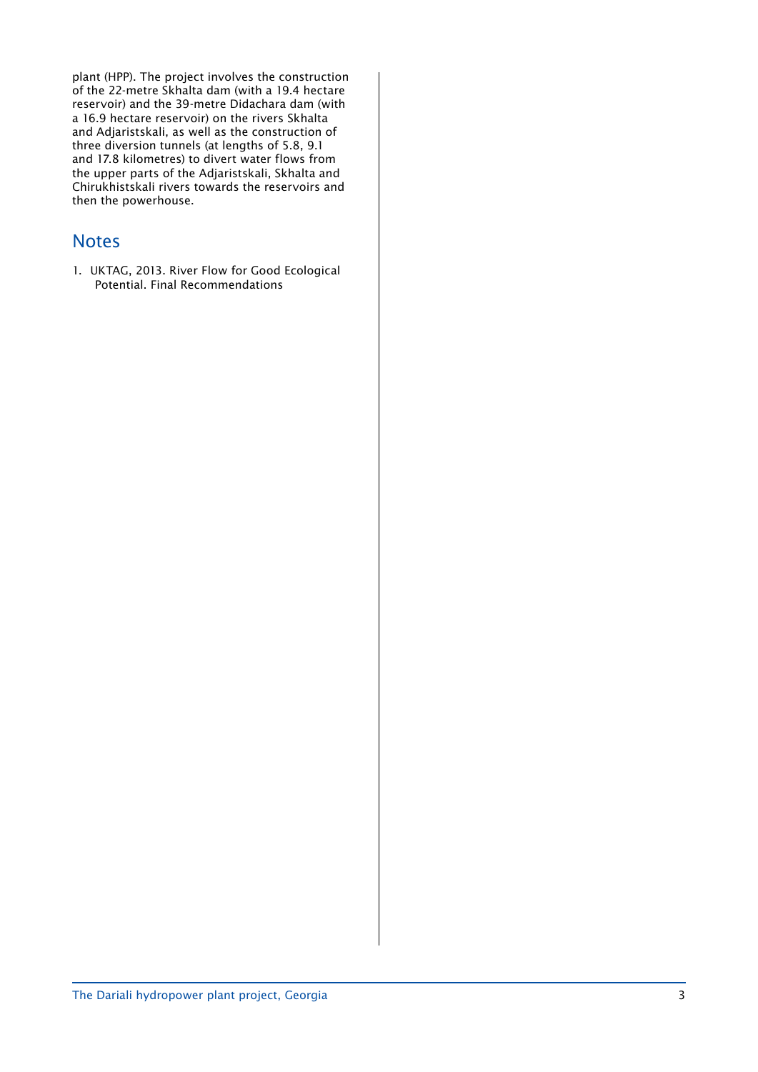plant (HPP). The project involves the construction of the 22-metre Skhalta dam (with a 19.4 hectare reservoir) and the 39-metre Didachara dam (with a 16.9 hectare reservoir) on the rivers Skhalta and Adjaristskali, as well as the construction of three diversion tunnels (at lengths of 5.8, 9.1 and 17.8 kilometres) to divert water flows from the upper parts of the Adjaristskali, Skhalta and Chirukhistskali rivers towards the reservoirs and then the powerhouse.

## Notes

1. UKTAG, 2013. River Flow for Good Ecological Potential. Final Recommendations